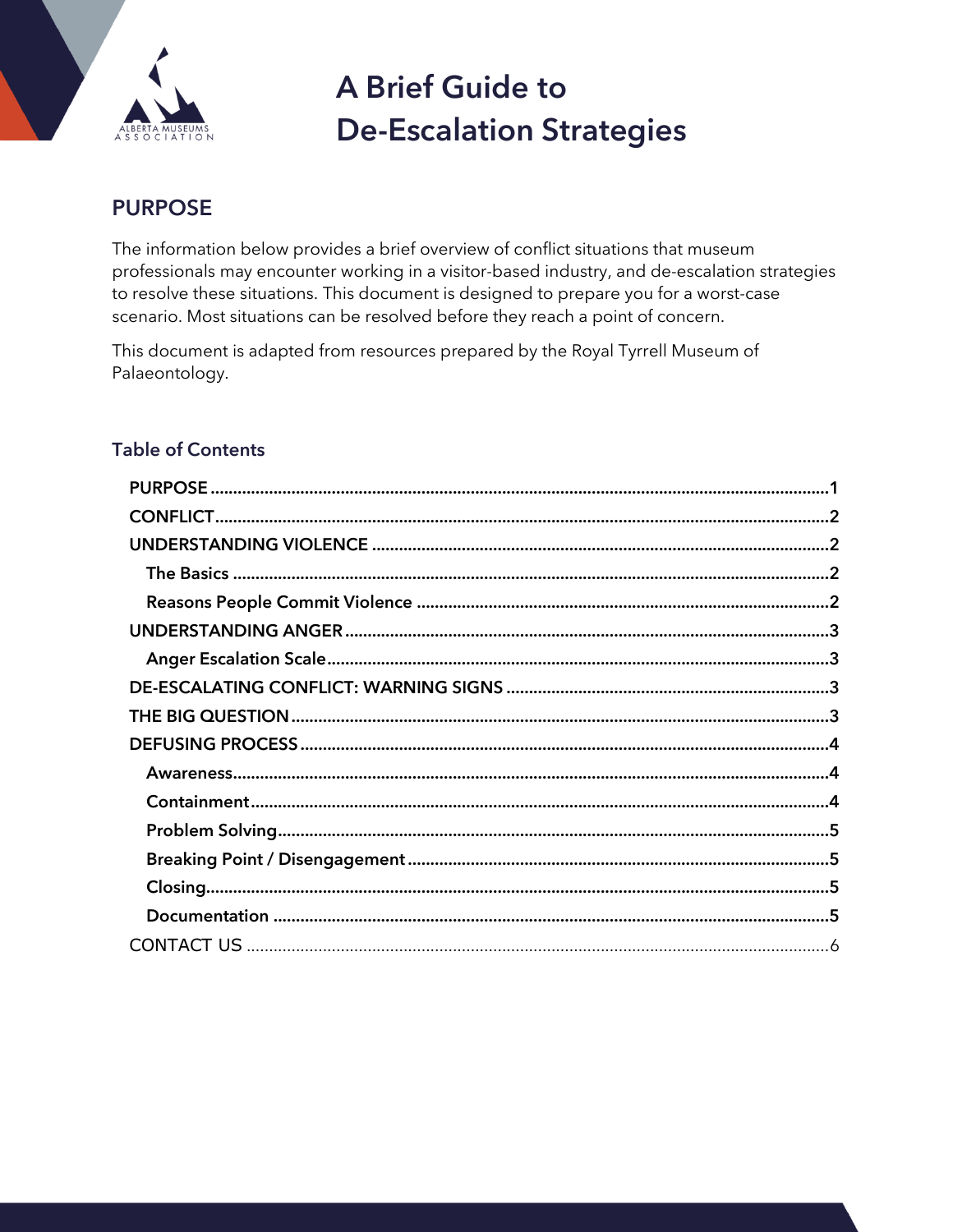# A Brief Guide to De-Escalation Strategies

## PURPOSE

The information below provides a brief overview of conflict situations that museum professionals may encounter working in a visitor-based industry, and de-escalation strategies to resolve these situations. This document is designed to prepare you for a worst-case scenario. Most situations can be resolved before they reach a point of concern.

This document is adapted from resources prepared by the Royal Tyrrell Museum of Palaeontology.

### Table of Contents

- **PURPOSE** .......... 1
- **CONFLICT** .......... 2
- **UNDERSTANDING VIOLENCE** .......... 2
  - **The Basics** .......... 2
  - **Reasons People Commit Violence** .......... 2
- **UNDERSTANDING ANGER** .......... 3
  - **Anger Escalation Scale** .......... 3
- **DE-ESCALATING CONFLICT: WARNING SIGNS** .......... 3
- **THE BIG QUESTION** .......... 3
- **DEFUSING PROCESS** .......... 4
  - **Awareness** .......... 4
  - **Containment** .......... 4
  - **Problem Solving** .......... 5
  - **Breaking Point / Disengagement** .......... 5
  - **Closing** .......... 5
  - **Documentation** .......... 5
- CONTACT US .......... 6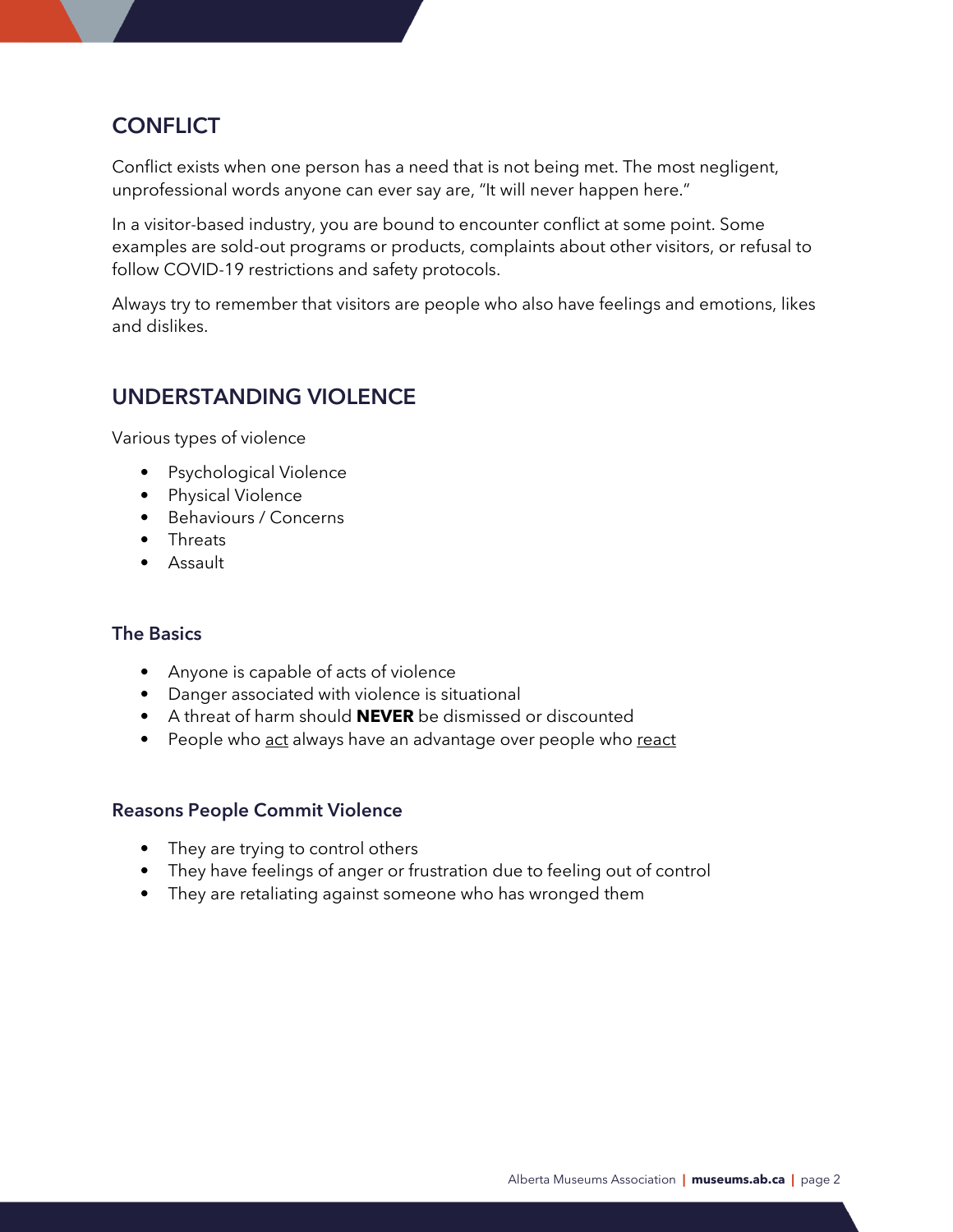## CONFLICT

Conflict exists when one person has a need that is not being met. The most negligent, unprofessional words anyone can ever say are, "It will never happen here."

In a visitor-based industry, you are bound to encounter conflict at some point. Some examples are sold-out programs or products, complaints about other visitors, or refusal to follow COVID-19 restrictions and safety protocols.

Always try to remember that visitors are people who also have feelings and emotions, likes and dislikes.

## UNDERSTANDING VIOLENCE

Various types of violence

- Psychological Violence
- Physical Violence
- Behaviours / Concerns
- Threats
- Assault

### The Basics

- Anyone is capable of acts of violence
- Danger associated with violence is situational
- A threat of harm should **NEVER** be dismissed or discounted
- People who <u>act</u> always have an advantage over people who <u>react</u>

### Reasons People Commit Violence

- They are trying to control others
- They have feelings of anger or frustration due to feeling out of control
- They are retaliating against someone who has wronged them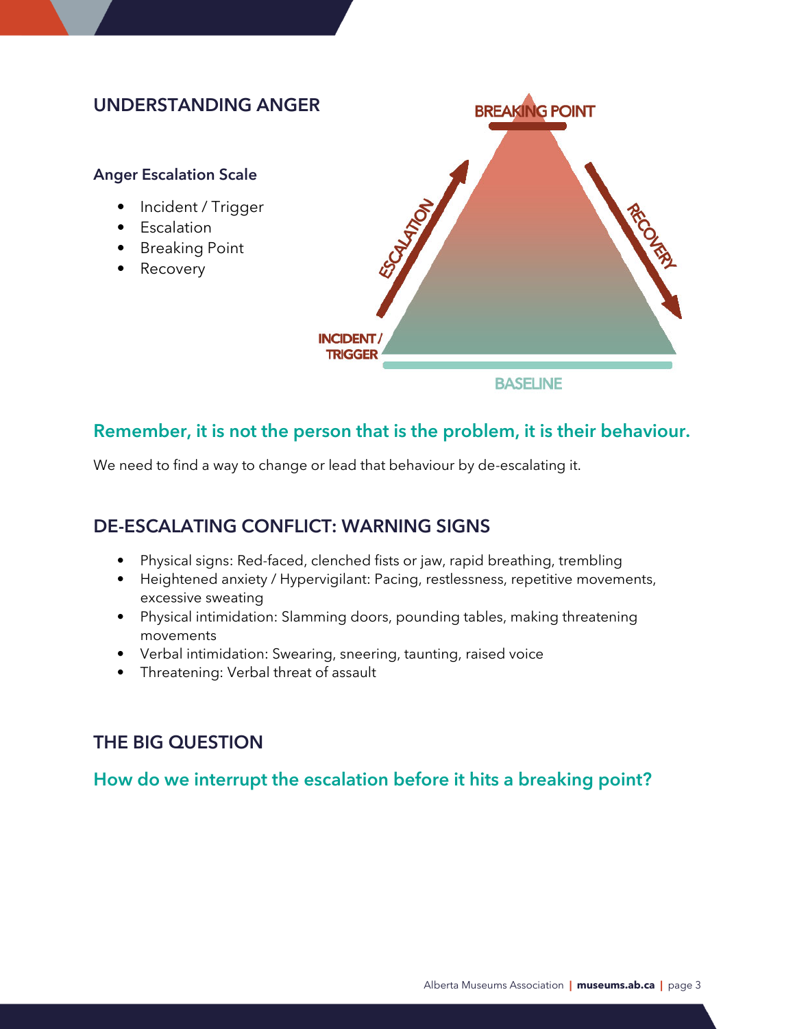## UNDERSTANDING ANGER

### Anger Escalation Scale

- Incident / Trigger
- Escalation
- Breaking Point
- Recovery

BREAKING POINT

ESCALATION

RECOVERY

INCIDENT / TRIGGER

BASELINE

**Remember, it is not the person that is the problem, it is their behaviour.**

We need to find a way to change or lead that behaviour by de-escalating it.

## DE-ESCALATING CONFLICT: WARNING SIGNS

- Physical signs: Red-faced, clenched fists or jaw, rapid breathing, trembling
- Heightened anxiety / Hypervigilant: Pacing, restlessness, repetitive movements, excessive sweating
- Physical intimidation: Slamming doors, pounding tables, making threatening movements
- Verbal intimidation: Swearing, sneering, taunting, raised voice
- Threatening: Verbal threat of assault

## THE BIG QUESTION

**How do we interrupt the escalation before it hits a breaking point?**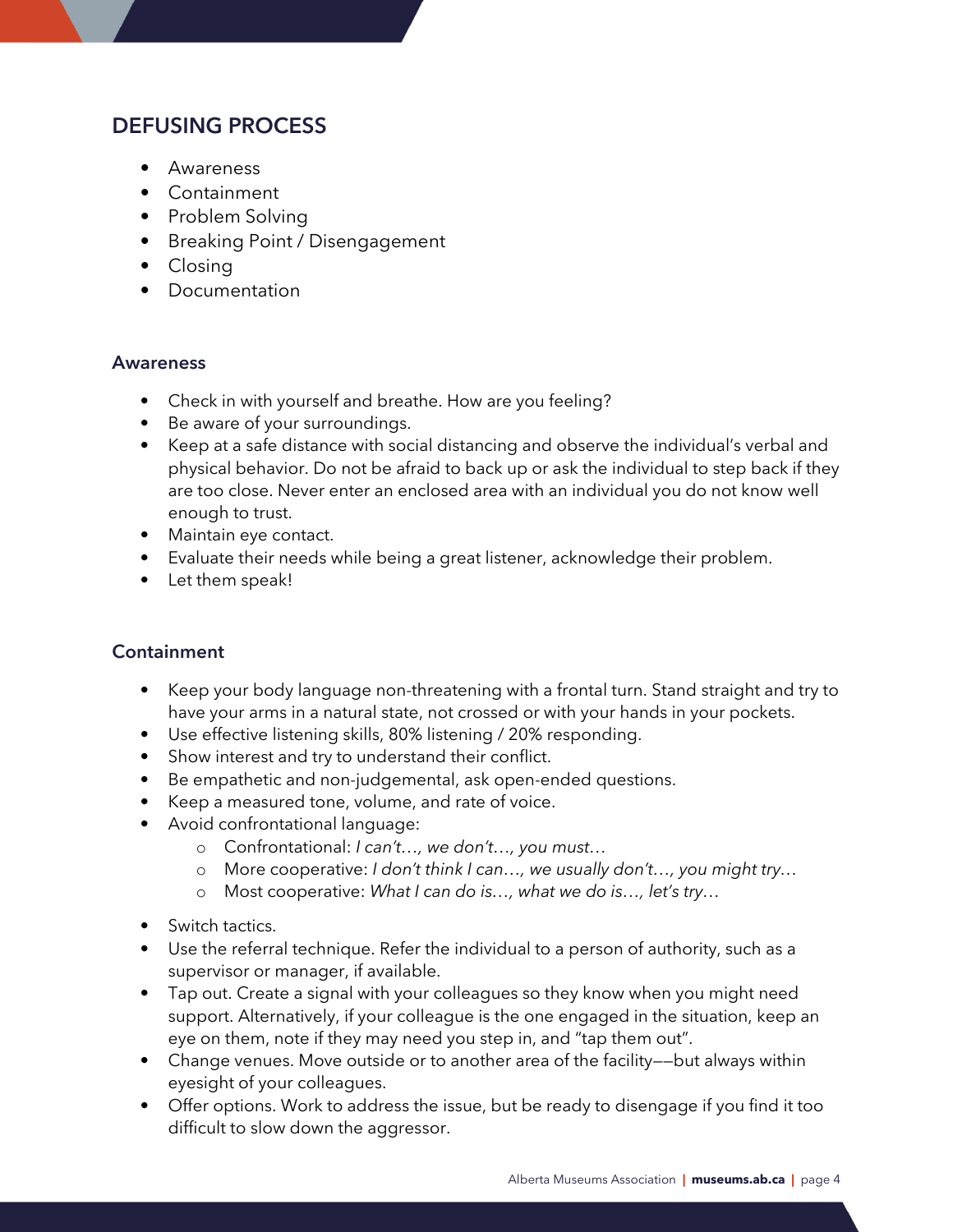## DEFUSING PROCESS

- Awareness
- Containment
- Problem Solving
- Breaking Point / Disengagement
- Closing
- Documentation

### Awareness

- Check in with yourself and breathe. How are you feeling?
- Be aware of your surroundings.
- Keep at a safe distance with social distancing and observe the individual's verbal and physical behavior. Do not be afraid to back up or ask the individual to step back if they are too close. Never enter an enclosed area with an individual you do not know well enough to trust.
- Maintain eye contact.
- Evaluate their needs while being a great listener, acknowledge their problem.
- Let them speak!

### Containment

- Keep your body language non-threatening with a frontal turn. Stand straight and try to have your arms in a natural state, not crossed or with your hands in your pockets.
- Use effective listening skills, 80% listening / 20% responding.
- Show interest and try to understand their conflict.
- Be empathetic and non-judgemental, ask open-ended questions.
- Keep a measured tone, volume, and rate of voice.
- Avoid confrontational language:
  - Confrontational: *I can't…, we don't…, you must…*
  - More cooperative: *I don't think I can…, we usually don't…, you might try…*
  - Most cooperative: *What I can do is…, what we do is…, let's try…*
- Switch tactics.
- Use the referral technique. Refer the individual to a person of authority, such as a supervisor or manager, if available.
- Tap out. Create a signal with your colleagues so they know when you might need support. Alternatively, if your colleague is the one engaged in the situation, keep an eye on them, note if they may need you step in, and "tap them out".
- Change venues. Move outside or to another area of the facility––but always within eyesight of your colleagues.
- Offer options. Work to address the issue, but be ready to disengage if you find it too difficult to slow down the aggressor.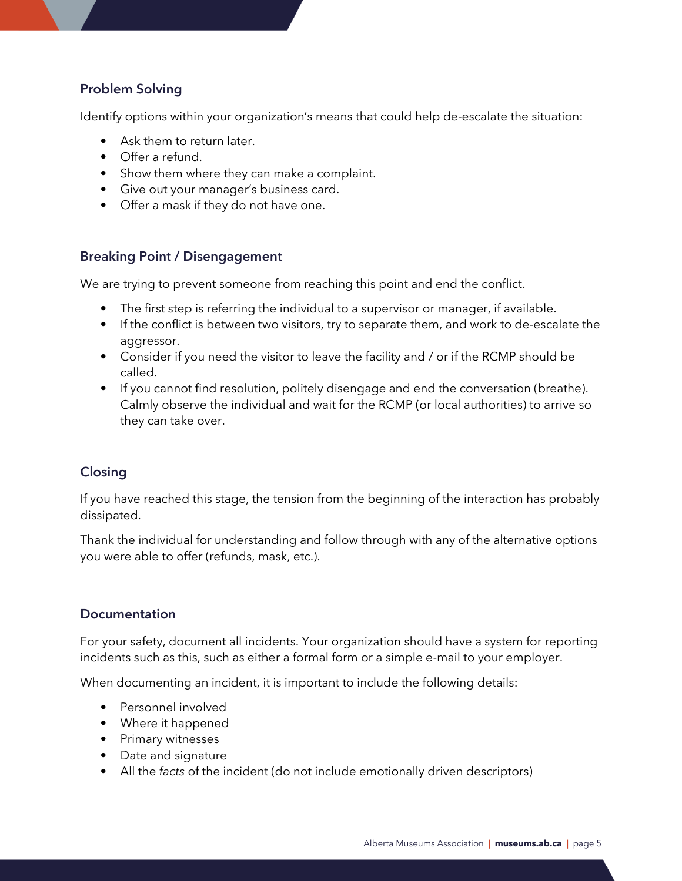### Problem Solving

Identify options within your organization's means that could help de-escalate the situation:

- Ask them to return later.
- Offer a refund.
- Show them where they can make a complaint.
- Give out your manager's business card.
- Offer a mask if they do not have one.

### Breaking Point / Disengagement

We are trying to prevent someone from reaching this point and end the conflict.

- The first step is referring the individual to a supervisor or manager, if available.
- If the conflict is between two visitors, try to separate them, and work to de-escalate the aggressor.
- Consider if you need the visitor to leave the facility and / or if the RCMP should be called.
- If you cannot find resolution, politely disengage and end the conversation (breathe). Calmly observe the individual and wait for the RCMP (or local authorities) to arrive so they can take over.

### Closing

If you have reached this stage, the tension from the beginning of the interaction has probably dissipated.

Thank the individual for understanding and follow through with any of the alternative options you were able to offer (refunds, mask, etc.).

### Documentation

For your safety, document all incidents. Your organization should have a system for reporting incidents such as this, such as either a formal form or a simple e-mail to your employer.

When documenting an incident, it is important to include the following details:

- Personnel involved
- Where it happened
- Primary witnesses
- Date and signature
- All the *facts* of the incident (do not include emotionally driven descriptors)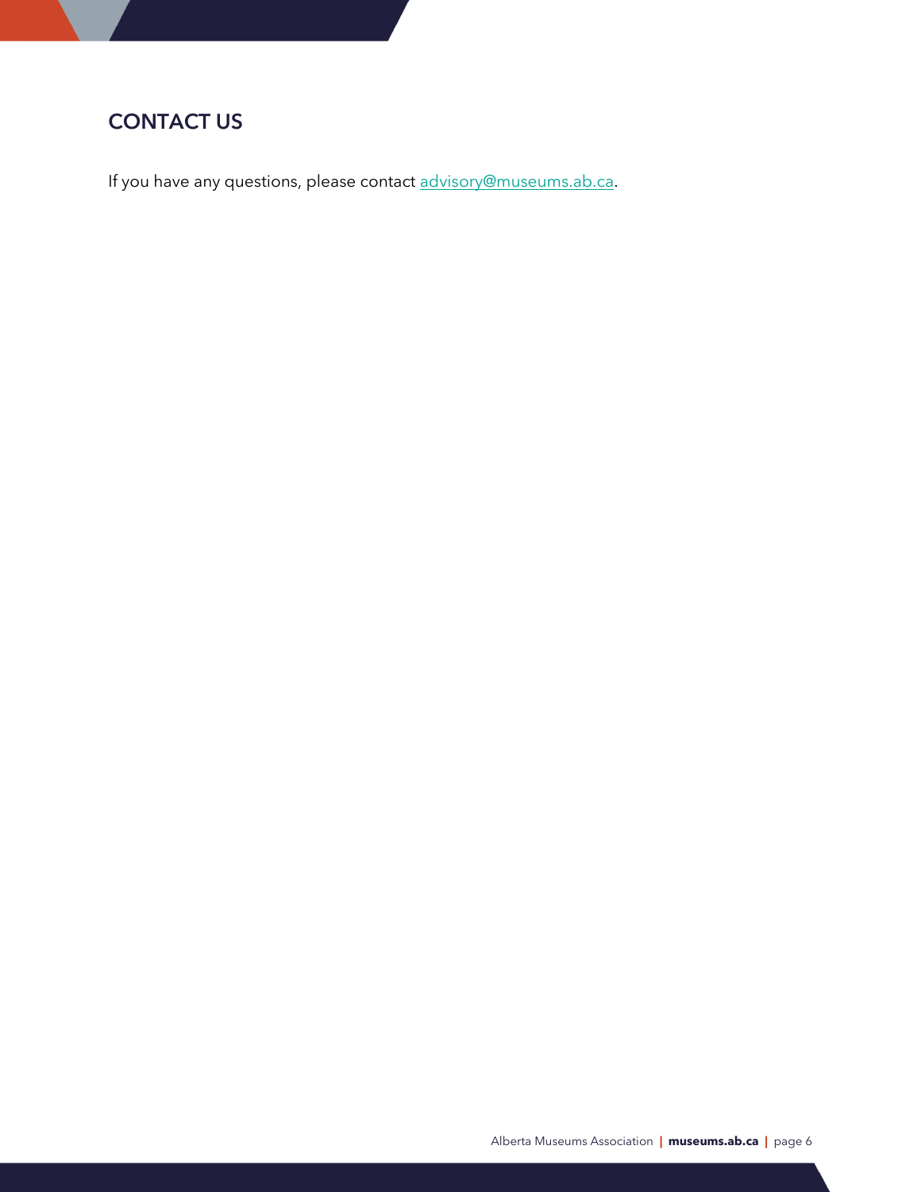## CONTACT US

If you have any questions, please contact advisory@museums.ab.ca.